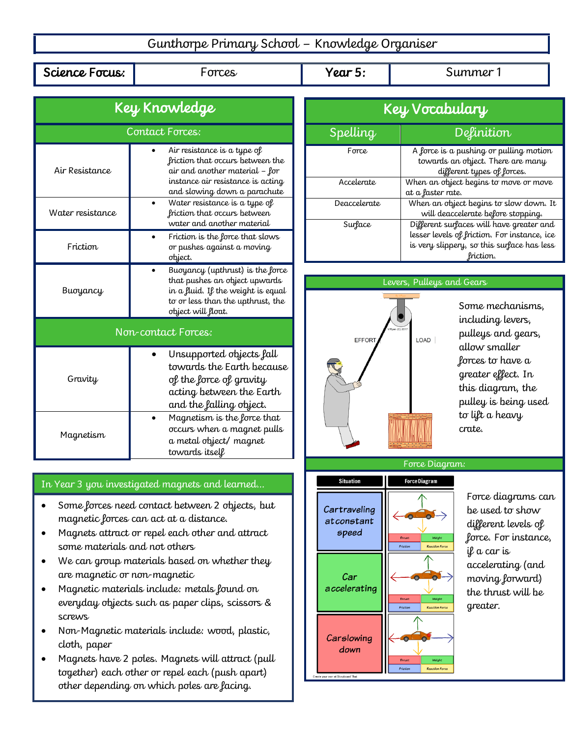# Gunthorpe Primary School – Knowledge Organiser

| Science Focus: | Forces | Year 5: | Summer 1 |
|---|---|---|---|

## Key Knowledge

### Contact Forces:

| | |
|---|---|
| Air Resistance | • Air resistance is a type of friction that occurs between the air and another material – for instance air resistance is acting and slowing down a parachute |
| Water resistance | • Water resistance is a type of friction that occurs between water and another material |
| Friction | • Friction is the force that slows or pushes against a moving object. |
| Buoyancy | • Buoyancy (upthrust) is the force that pushes an object upwards in a fluid. If the weight is equal to or less than the upthrust, the object will float. |

### Non-contact Forces:

| | |
|---|---|
| Gravity | • Unsupported objects fall towards the Earth because of the force of gravity acting between the Earth and the falling object. |
| Magnetism | • Magnetism is the force that occurs when a magnet pulls a metal object/ magnet towards itself |

## In Year 3 you investigated magnets and learned…

- Some forces need contact between 2 objects, but magnetic forces can act at a distance.
- Magnets attract or repel each other and attract some materials and not others
- We can group materials based on whether they are magnetic or non-magnetic
- Magnetic materials include: metals found on everyday objects such as paper clips, scissors & screws
- Non-Magnetic materials include: wood, plastic, cloth, paper
- Magnets have 2 poles. Magnets will attract (pull together) each other or repel each (push apart) other depending on which poles are facing.

## Key Vocabulary

| Spelling | Definition |
|---|---|
| Force | A force is a pushing or pulling motion towards an object. There are many different types of forces. |
| Accelerate | When an object begins to move or move at a faster rate. |
| Deaccelerate | When an object begins to slow down. It will deaccelerate before stopping. |
| Surface | Different surfaces will have greater and lesser levels of friction. For instance, ice is very slippery, so this surface has less friction. |

## Levers, Pulleys and Gears

EFFORT LOAD

Some mechanisms, including levers, pulleys and gears, allow smaller forces to have a greater effect. In this diagram, the pulley is being used to lift a heavy crate.

## Force Diagram:

| Situation | Force Diagram |
|---|---|
| Car traveling at constant speed | Thrust, Weight, Friction, Reaction Force |
| Car accelerating | Thrust, Weight, Friction, Reaction Force |
| Car slowing down | Thrust, Weight, Friction, Reaction Force |

Create your own at Storyboard That

Force diagrams can be used to show different levels of force. For instance, if a car is accelerating (and moving forward) the thrust will be greater.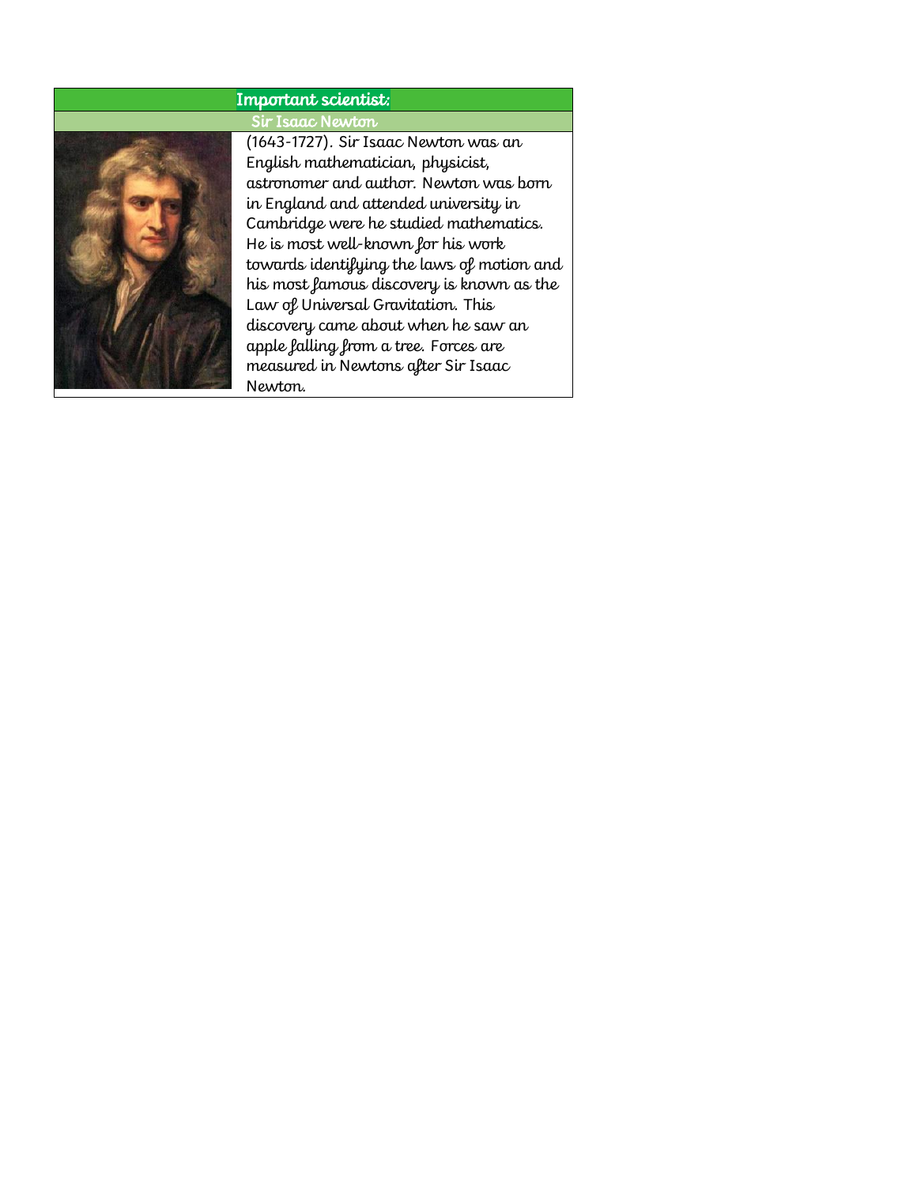## Important scientist:

### Sir Isaac Newton

(1643-1727). Sir Isaac Newton was an English mathematician, physicist, astronomer and author. Newton was born in England and attended university in Cambridge were he studied mathematics. He is most well-known for his work towards identifying the laws of motion and his most famous discovery is known as the Law of Universal Gravitation. This discovery came about when he saw an apple falling from a tree. Forces are measured in Newtons after Sir Isaac Newton.